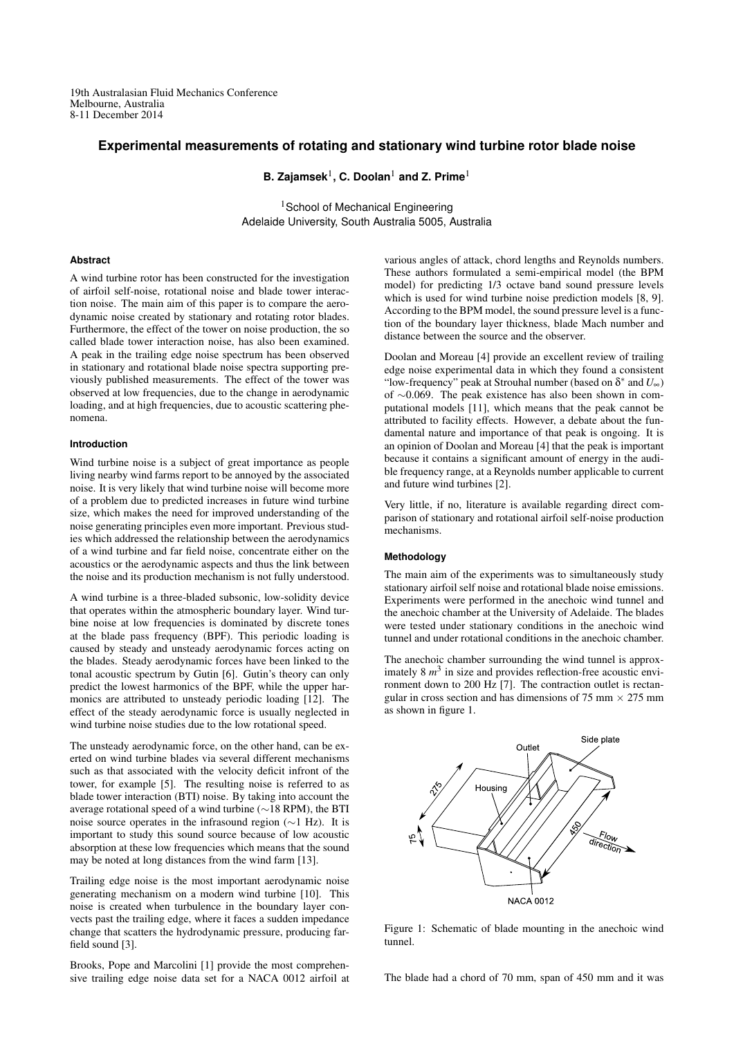19th Australasian Fluid Mechanics Conference
Melbourne, Australia
8-11 December 2014

# Experimental measurements of rotating and stationary wind turbine rotor blade noise

**B. Zajamsek[1], C. Doolan[1] and Z. Prime[1]**

[1]School of Mechanical Engineering
Adelaide University, South Australia 5005, Australia

## Abstract

A wind turbine rotor has been constructed for the investigation of airfoil self-noise, rotational noise and blade tower interaction noise. The main aim of this paper is to compare the aerodynamic noise created by stationary and rotating rotor blades. Furthermore, the effect of the tower on noise production, the so called blade tower interaction noise, has also been examined. A peak in the trailing edge noise spectrum has been observed in stationary and rotational blade noise spectra supporting previously published measurements. The effect of the tower was observed at low frequencies, due to the change in aerodynamic loading, and at high frequencies, due to acoustic scattering phenomena.

## Introduction

Wind turbine noise is a subject of great importance as people living nearby wind farms report to be annoyed by the associated noise. It is very likely that wind turbine noise will become more of a problem due to predicted increases in future wind turbine size, which makes the need for improved understanding of the noise generating principles even more important. Previous studies which addressed the relationship between the aerodynamics of a wind turbine and far field noise, concentrate either on the acoustics or the aerodynamic aspects and thus the link between the noise and its production mechanism is not fully understood.

A wind turbine is a three-bladed subsonic, low-solidity device that operates within the atmospheric boundary layer. Wind turbine noise at low frequencies is dominated by discrete tones at the blade pass frequency (BPF). This periodic loading is caused by steady and unsteady aerodynamic forces acting on the blades. Steady aerodynamic forces have been linked to the tonal acoustic spectrum by Gutin [6]. Gutin's theory can only predict the lowest harmonics of the BPF, while the upper harmonics are attributed to unsteady periodic loading [12]. The effect of the steady aerodynamic force is usually neglected in wind turbine noise studies due to the low rotational speed.

The unsteady aerodynamic force, on the other hand, can be exerted on wind turbine blades via several different mechanisms such as that associated with the velocity deficit infront of the tower, for example [5]. The resulting noise is referred to as blade tower interaction (BTI) noise. By taking into account the average rotational speed of a wind turbine ($\sim$18 RPM), the BTI noise source operates in the infrasound region ($\sim$1 Hz). It is important to study this sound source because of low acoustic absorption at these low frequencies which means that the sound may be noted at long distances from the wind farm [13].

Trailing edge noise is the most important aerodynamic noise generating mechanism on a modern wind turbine [10]. This noise is created when turbulence in the boundary layer convects past the trailing edge, where it faces a sudden impedance change that scatters the hydrodynamic pressure, producing farfield sound [3].

Brooks, Pope and Marcolini [1] provide the most comprehensive trailing edge noise data set for a NACA 0012 airfoil at various angles of attack, chord lengths and Reynolds numbers. These authors formulated a semi-empirical model (the BPM model) for predicting 1/3 octave band sound pressure levels which is used for wind turbine noise prediction models [8, 9]. According to the BPM model, the sound pressure level is a function of the boundary layer thickness, blade Mach number and distance between the source and the observer.

Doolan and Moreau [4] provide an excellent review of trailing edge noise experimental data in which they found a consistent "low-frequency" peak at Strouhal number (based on $\delta^*$ and $U_\infty$) of $\sim$0.069. The peak existence has also been shown in computational models [11], which means that the peak cannot be attributed to facility effects. However, a debate about the fundamental nature and importance of that peak is ongoing. It is an opinion of Doolan and Moreau [4] that the peak is important because it contains a significant amount of energy in the audible frequency range, at a Reynolds number applicable to current and future wind turbines [2].

Very little, if no, literature is available regarding direct comparison of stationary and rotational airfoil self-noise production mechanisms.

## Methodology

The main aim of the experiments was to simultaneously study stationary airfoil self noise and rotational blade noise emissions. Experiments were performed in the anechoic wind tunnel and the anechoic chamber at the University of Adelaide. The blades were tested under stationary conditions in the anechoic wind tunnel and under rotational conditions in the anechoic chamber.

The anechoic chamber surrounding the wind tunnel is approximately 8 $m^3$ in size and provides reflection-free acoustic environment down to 200 Hz [7]. The contraction outlet is rectangular in cross section and has dimensions of 75 mm $\times$ 275 mm as shown in figure 1.

Figure 1: Schematic of blade mounting in the anechoic wind tunnel.

The blade had a chord of 70 mm, span of 450 mm and it was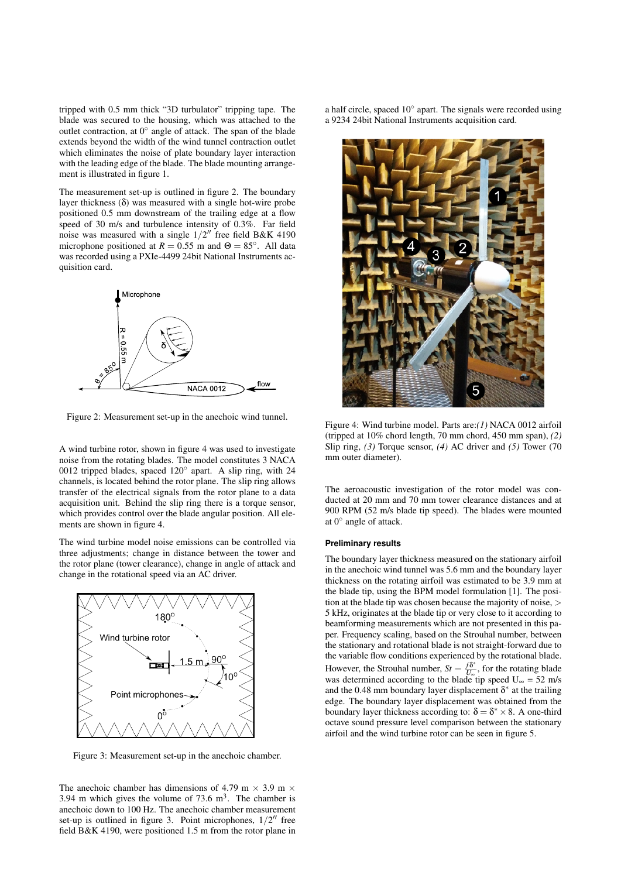tripped with 0.5 mm thick "3D turbulator" tripping tape. The blade was secured to the housing, which was attached to the outlet contraction, at 0° angle of attack. The span of the blade extends beyond the width of the wind tunnel contraction outlet which eliminates the noise of plate boundary layer interaction with the leading edge of the blade. The blade mounting arrangement is illustrated in figure 1.

The measurement set-up is outlined in figure 2. The boundary layer thickness (δ) was measured with a single hot-wire probe positioned 0.5 mm downstream of the trailing edge at a flow speed of 30 m/s and turbulence intensity of 0.3%. Far field noise was measured with a single 1/2″ free field B&K 4190 microphone positioned at $R = 0.55$ m and $\Theta = 85^\circ$. All data was recorded using a PXIe-4499 24bit National Instruments acquisition card.

Figure 2: Measurement set-up in the anechoic wind tunnel.

A wind turbine rotor, shown in figure 4 was used to investigate noise from the rotating blades. The model constitutes 3 NACA 0012 tripped blades, spaced 120° apart. A slip ring, with 24 channels, is located behind the rotor plane. The slip ring allows transfer of the electrical signals from the rotor plane to a data acquisition unit. Behind the slip ring there is a torque sensor, which provides control over the blade angular position. All elements are shown in figure 4.

The wind turbine model noise emissions can be controlled via three adjustments; change in distance between the tower and the rotor plane (tower clearance), change in angle of attack and change in the rotational speed via an AC driver.

Figure 3: Measurement set-up in the anechoic chamber.

The anechoic chamber has dimensions of 4.79 m × 3.9 m × 3.94 m which gives the volume of 73.6 m$^3$. The chamber is anechoic down to 100 Hz. The anechoic chamber measurement set-up is outlined in figure 3. Point microphones, 1/2″ free field B&K 4190, were positioned 1.5 m from the rotor plane in a half circle, spaced 10° apart. The signals were recorded using a 9234 24bit National Instruments acquisition card.

Figure 4: Wind turbine model. Parts are: *(1)* NACA 0012 airfoil (tripped at 10% chord length, 70 mm chord, 450 mm span), *(2)* Slip ring, *(3)* Torque sensor, *(4)* AC driver and *(5)* Tower (70 mm outer diameter).

The aeroacoustic investigation of the rotor model was conducted at 20 mm and 70 mm tower clearance distances and at 900 RPM (52 m/s blade tip speed). The blades were mounted at 0° angle of attack.

### Preliminary results

The boundary layer thickness measured on the stationary airfoil in the anechoic wind tunnel was 5.6 mm and the boundary layer thickness on the rotating airfoil was estimated to be 3.9 mm at the blade tip, using the BPM model formulation [1]. The position at the blade tip was chosen because the majority of noise, > 5 kHz, originates at the blade tip or very close to it according to beamforming measurements which are not presented in this paper. Frequency scaling, based on the Strouhal number, between the stationary and rotational blade is not straight-forward due to the variable flow conditions experienced by the rotational blade. However, the Strouhal number, $St = \frac{f\delta^*}{U_\infty}$, for the rotating blade was determined according to the blade tip speed $U_\infty = 52$ m/s and the 0.48 mm boundary layer displacement $\delta^*$ at the trailing edge. The boundary layer displacement was obtained from the boundary layer thickness according to: $\delta = \delta^* \times 8$. A one-third octave sound pressure level comparison between the stationary airfoil and the wind turbine rotor can be seen in figure 5.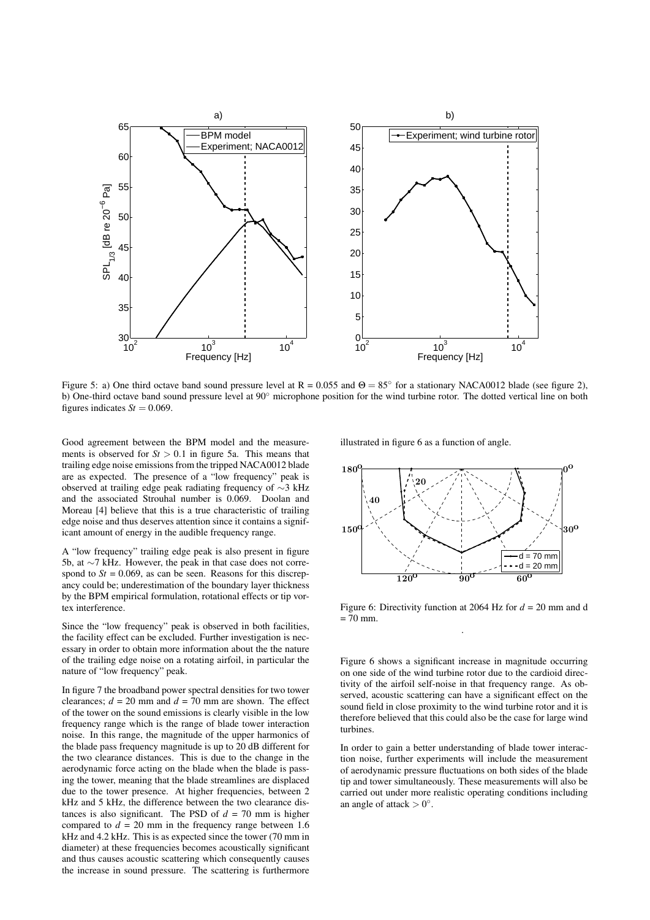Figure 5: a) One third octave band sound pressure level at R = 0.055 and $\Theta = 85^\circ$ for a stationary NACA0012 blade (see figure 2), b) One-third octave band sound pressure level at 90° microphone position for the wind turbine rotor. The dotted vertical line on both figures indicates $St = 0.069$.

Good agreement between the BPM model and the measurements is observed for $St > 0.1$ in figure 5a. This means that trailing edge noise emissions from the tripped NACA0012 blade are as expected. The presence of a "low frequency" peak is observed at trailing edge peak radiating frequency of ∼3 kHz and the associated Strouhal number is 0.069. Doolan and Moreau [4] believe that this is a true characteristic of trailing edge noise and thus deserves attention since it contains a significant amount of energy in the audible frequency range.

A "low frequency" trailing edge peak is also present in figure 5b, at ∼7 kHz. However, the peak in that case does not correspond to $St$ = 0.069, as can be seen. Reasons for this discrepancy could be; underestimation of the boundary layer thickness by the BPM empirical formulation, rotational effects or tip vortex interference.

Since the "low frequency" peak is observed in both facilities, the facility effect can be excluded. Further investigation is necessary in order to obtain more information about the the nature of the trailing edge noise on a rotating airfoil, in particular the nature of "low frequency" peak.

In figure 7 the broadband power spectral densities for two tower clearances; $d$ = 20 mm and $d$ = 70 mm are shown. The effect of the tower on the sound emissions is clearly visible in the low frequency range which is the range of blade tower interaction noise. In this range, the magnitude of the upper harmonics of the blade pass frequency magnitude is up to 20 dB different for the two clearance distances. This is due to the change in the aerodynamic force acting on the blade when the blade is passing the tower, meaning that the blade streamlines are displaced due to the tower presence. At higher frequencies, between 2 kHz and 5 kHz, the difference between the two clearance distances is also significant. The PSD of $d$ = 70 mm is higher compared to $d$ = 20 mm in the frequency range between 1.6 kHz and 4.2 kHz. This is as expected since the tower (70 mm in diameter) at these frequencies becomes acoustically significant and thus causes acoustic scattering which consequently causes the increase in sound pressure. The scattering is furthermore illustrated in figure 6 as a function of angle.

Figure 6: Directivity function at 2064 Hz for $d$ = 20 mm and d = 70 mm.

Figure 6 shows a significant increase in magnitude occurring on one side of the wind turbine rotor due to the cardioid directivity of the airfoil self-noise in that frequency range. As observed, acoustic scattering can have a significant effect on the sound field in close proximity to the wind turbine rotor and it is therefore believed that this could also be the case for large wind turbines.

In order to gain a better understanding of blade tower interaction noise, further experiments will include the measurement of aerodynamic pressure fluctuations on both sides of the blade tip and tower simultaneously. These measurements will also be carried out under more realistic operating conditions including an angle of attack $> 0^\circ$.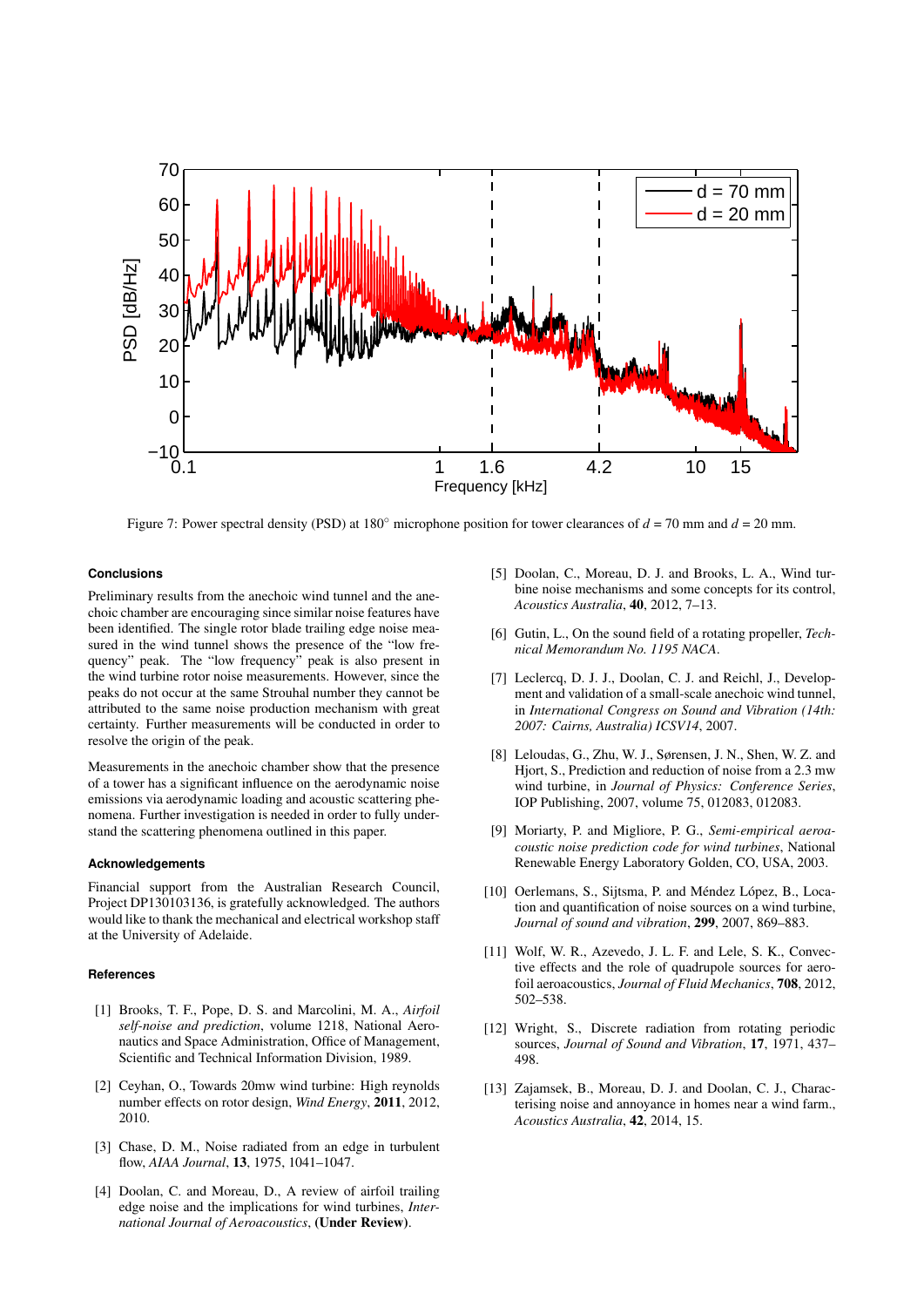70
60
50
40
30
20
10
0
−10
PSD [dB/Hz]
0.1
1
1.6
4.2
10
15
Frequency [kHz]
d = 70 mm
d = 20 mm

Figure 7: Power spectral density (PSD) at 180° microphone position for tower clearances of $d$ = 70 mm and $d$ = 20 mm.

## Conclusions

Preliminary results from the anechoic wind tunnel and the anechoic chamber are encouraging since similar noise features have been identified. The single rotor blade trailing edge noise measured in the wind tunnel shows the presence of the "low frequency" peak. The "low frequency" peak is also present in the wind turbine rotor noise measurements. However, since the peaks do not occur at the same Strouhal number they cannot be attributed to the same noise production mechanism with great certainty. Further measurements will be conducted in order to resolve the origin of the peak.

Measurements in the anechoic chamber show that the presence of a tower has a significant influence on the aerodynamic noise emissions via aerodynamic loading and acoustic scattering phenomena. Further investigation is needed in order to fully understand the scattering phenomena outlined in this paper.

## Acknowledgements

Financial support from the Australian Research Council, Project DP130103136, is gratefully acknowledged. The authors would like to thank the mechanical and electrical workshop staff at the University of Adelaide.

## References

[1] Brooks, T. F., Pope, D. S. and Marcolini, M. A., *Airfoil self-noise and prediction*, volume 1218, National Aeronautics and Space Administration, Office of Management, Scientific and Technical Information Division, 1989.

[2] Ceyhan, O., Towards 20mw wind turbine: High reynolds number effects on rotor design, *Wind Energy*, **2011**, 2012, 2010.

[3] Chase, D. M., Noise radiated from an edge in turbulent flow, *AIAA Journal*, **13**, 1975, 1041–1047.

[4] Doolan, C. and Moreau, D., A review of airfoil trailing edge noise and the implications for wind turbines, *International Journal of Aeroacoustics*, **(Under Review)**.

[5] Doolan, C., Moreau, D. J. and Brooks, L. A., Wind turbine noise mechanisms and some concepts for its control, *Acoustics Australia*, **40**, 2012, 7–13.

[6] Gutin, L., On the sound field of a rotating propeller, *Technical Memorandum No. 1195 NACA*.

[7] Leclercq, D. J. J., Doolan, C. J. and Reichl, J., Development and validation of a small-scale anechoic wind tunnel, in *International Congress on Sound and Vibration (14th: 2007: Cairns, Australia) ICSV14*, 2007.

[8] Leloudas, G., Zhu, W. J., Sørensen, J. N., Shen, W. Z. and Hjort, S., Prediction and reduction of noise from a 2.3 mw wind turbine, in *Journal of Physics: Conference Series*, IOP Publishing, 2007, volume 75, 012083, 012083.

[9] Moriarty, P. and Migliore, P. G., *Semi-empirical aeroacoustic noise prediction code for wind turbines*, National Renewable Energy Laboratory Golden, CO, USA, 2003.

[10] Oerlemans, S., Sijtsma, P. and Méndez López, B., Location and quantification of noise sources on a wind turbine, *Journal of sound and vibration*, **299**, 2007, 869–883.

[11] Wolf, W. R., Azevedo, J. L. F. and Lele, S. K., Convective effects and the role of quadrupole sources for aerofoil aeroacoustics, *Journal of Fluid Mechanics*, **708**, 2012, 502–538.

[12] Wright, S., Discrete radiation from rotating periodic sources, *Journal of Sound and Vibration*, **17**, 1971, 437–498.

[13] Zajamsek, B., Moreau, D. J. and Doolan, C. J., Characterising noise and annoyance in homes near a wind farm., *Acoustics Australia*, **42**, 2014, 15.